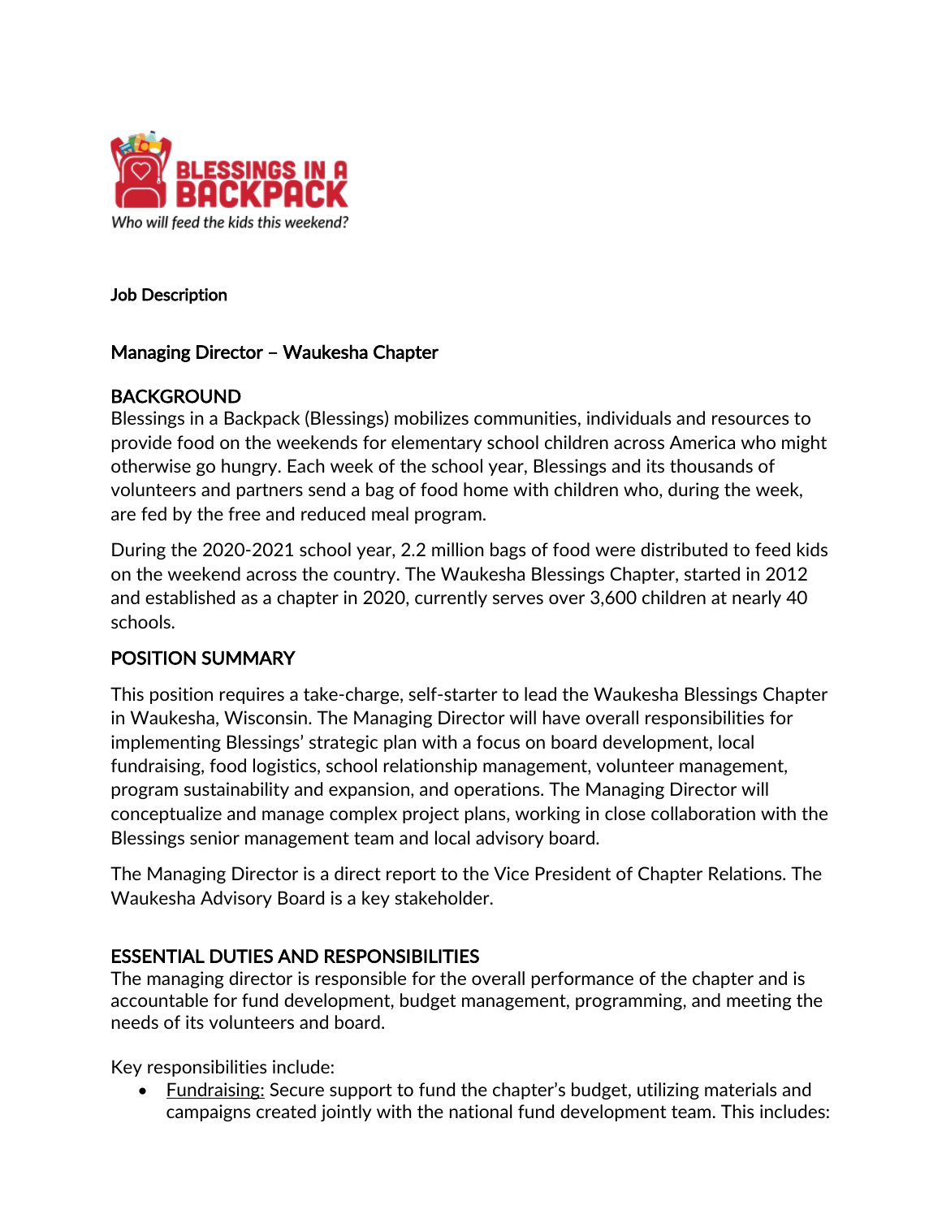**Job Description**

## Managing Director – Waukesha Chapter

### BACKGROUND

Blessings in a Backpack (Blessings) mobilizes communities, individuals and resources to provide food on the weekends for elementary school children across America who might otherwise go hungry. Each week of the school year, Blessings and its thousands of volunteers and partners send a bag of food home with children who, during the week, are fed by the free and reduced meal program.

During the 2020-2021 school year, 2.2 million bags of food were distributed to feed kids on the weekend across the country. The Waukesha Blessings Chapter, started in 2012 and established as a chapter in 2020, currently serves over 3,600 children at nearly 40 schools.

### POSITION SUMMARY

This position requires a take-charge, self-starter to lead the Waukesha Blessings Chapter in Waukesha, Wisconsin. The Managing Director will have overall responsibilities for implementing Blessings' strategic plan with a focus on board development, local fundraising, food logistics, school relationship management, volunteer management, program sustainability and expansion, and operations. The Managing Director will conceptualize and manage complex project plans, working in close collaboration with the Blessings senior management team and local advisory board.

The Managing Director is a direct report to the Vice President of Chapter Relations. The Waukesha Advisory Board is a key stakeholder.

### ESSENTIAL DUTIES AND RESPONSIBILITIES

The managing director is responsible for the overall performance of the chapter and is accountable for fund development, budget management, programming, and meeting the needs of its volunteers and board.

Key responsibilities include:

- Fundraising: Secure support to fund the chapter's budget, utilizing materials and campaigns created jointly with the national fund development team. This includes: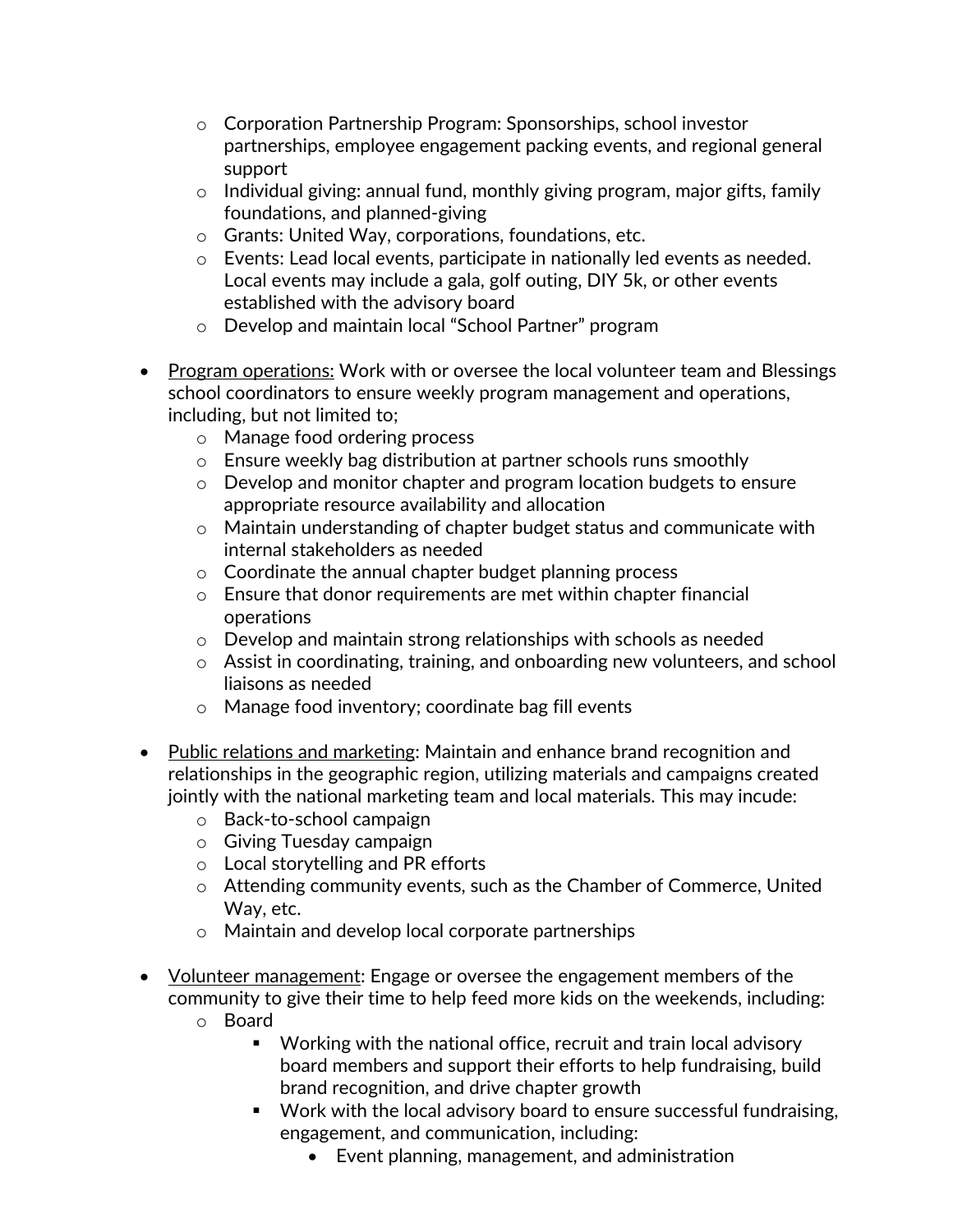- Corporation Partnership Program: Sponsorships, school investor partnerships, employee engagement packing events, and regional general support
  - Individual giving: annual fund, monthly giving program, major gifts, family foundations, and planned-giving
  - Grants: United Way, corporations, foundations, etc.
  - Events: Lead local events, participate in nationally led events as needed. Local events may include a gala, golf outing, DIY 5k, or other events established with the advisory board
  - Develop and maintain local "School Partner" program

- <u>Program operations:</u> Work with or oversee the local volunteer team and Blessings school coordinators to ensure weekly program management and operations, including, but not limited to;
  - Manage food ordering process
  - Ensure weekly bag distribution at partner schools runs smoothly
  - Develop and monitor chapter and program location budgets to ensure appropriate resource availability and allocation
  - Maintain understanding of chapter budget status and communicate with internal stakeholders as needed
  - Coordinate the annual chapter budget planning process
  - Ensure that donor requirements are met within chapter financial operations
  - Develop and maintain strong relationships with schools as needed
  - Assist in coordinating, training, and onboarding new volunteers, and school liaisons as needed
  - Manage food inventory; coordinate bag fill events

- <u>Public relations and marketing</u>: Maintain and enhance brand recognition and relationships in the geographic region, utilizing materials and campaigns created jointly with the national marketing team and local materials. This may incude:
  - Back-to-school campaign
  - Giving Tuesday campaign
  - Local storytelling and PR efforts
  - Attending community events, such as the Chamber of Commerce, United Way, etc.
  - Maintain and develop local corporate partnerships

- <u>Volunteer management</u>: Engage or oversee the engagement members of the community to give their time to help feed more kids on the weekends, including:
  - Board
    - Working with the national office, recruit and train local advisory board members and support their efforts to help fundraising, build brand recognition, and drive chapter growth
    - Work with the local advisory board to ensure successful fundraising, engagement, and communication, including:
      - Event planning, management, and administration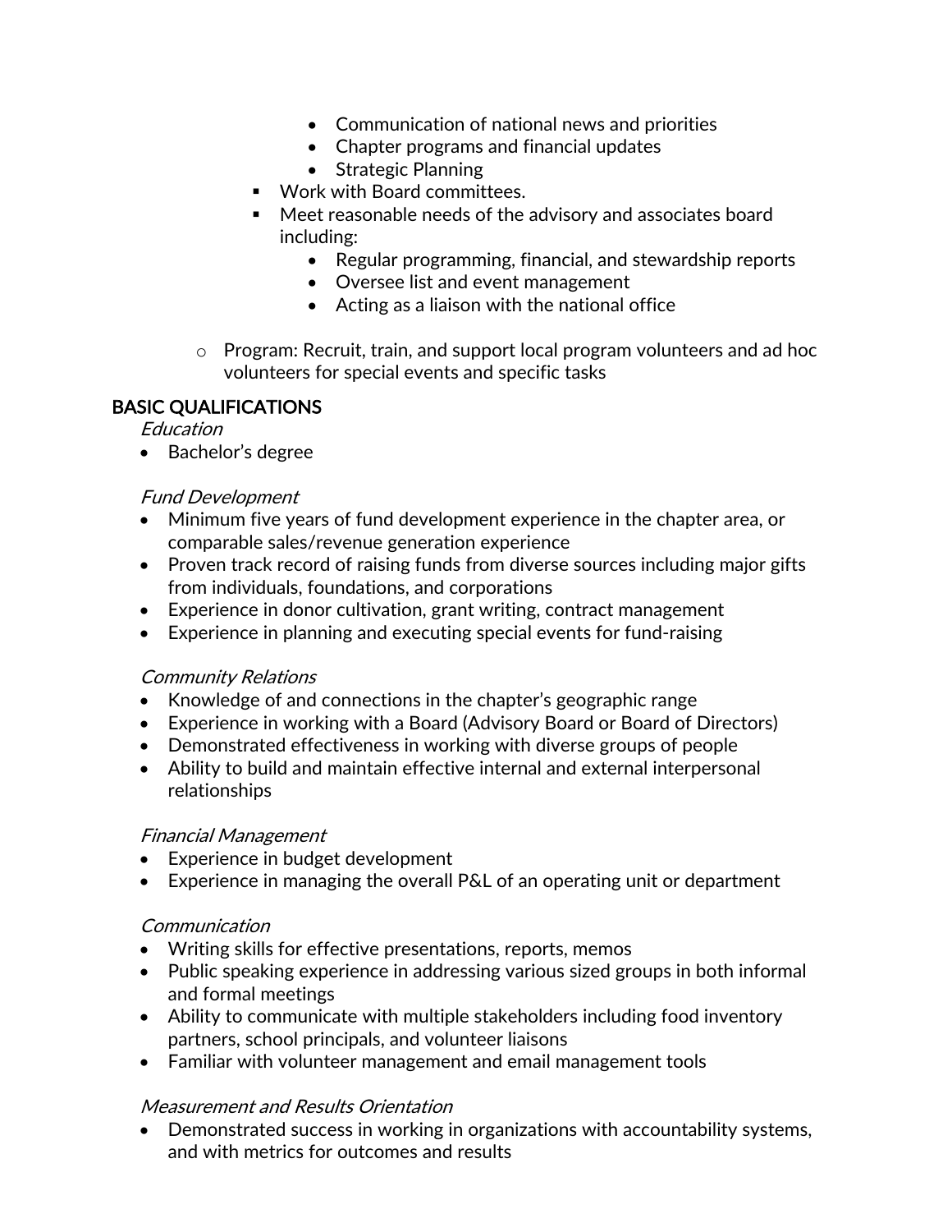- Communication of national news and priorities
            - Chapter programs and financial updates
            - Strategic Planning
        - Work with Board committees.
        - Meet reasonable needs of the advisory and associates board including:
            - Regular programming, financial, and stewardship reports
            - Oversee list and event management
            - Acting as a liaison with the national office

    - Program: Recruit, train, and support local program volunteers and ad hoc volunteers for special events and specific tasks

## BASIC QUALIFICATIONS

*Education*

- Bachelor's degree

*Fund Development*

- Minimum five years of fund development experience in the chapter area, or comparable sales/revenue generation experience
- Proven track record of raising funds from diverse sources including major gifts from individuals, foundations, and corporations
- Experience in donor cultivation, grant writing, contract management
- Experience in planning and executing special events for fund-raising

*Community Relations*

- Knowledge of and connections in the chapter's geographic range
- Experience in working with a Board (Advisory Board or Board of Directors)
- Demonstrated effectiveness in working with diverse groups of people
- Ability to build and maintain effective internal and external interpersonal relationships

*Financial Management*

- Experience in budget development
- Experience in managing the overall P&L of an operating unit or department

*Communication*

- Writing skills for effective presentations, reports, memos
- Public speaking experience in addressing various sized groups in both informal and formal meetings
- Ability to communicate with multiple stakeholders including food inventory partners, school principals, and volunteer liaisons
- Familiar with volunteer management and email management tools

*Measurement and Results Orientation*

- Demonstrated success in working in organizations with accountability systems, and with metrics for outcomes and results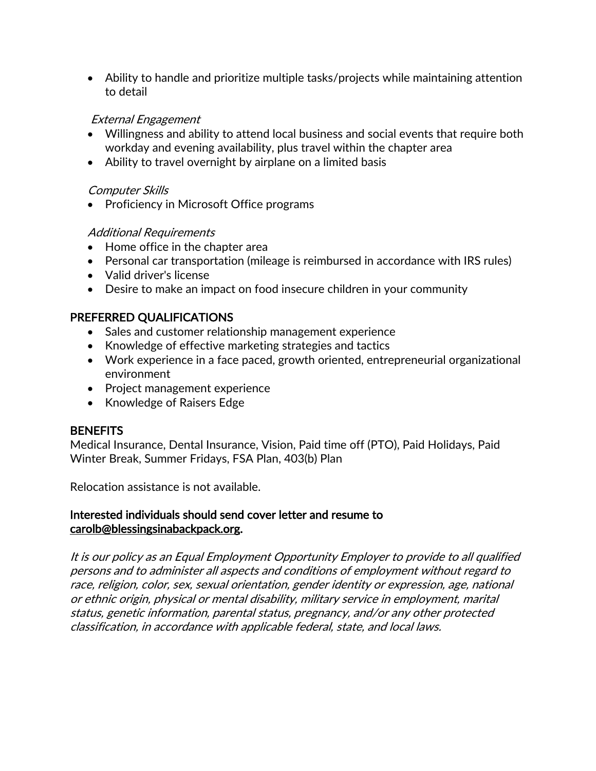- Ability to handle and prioritize multiple tasks/projects while maintaining attention to detail

*External Engagement*

- Willingness and ability to attend local business and social events that require both workday and evening availability, plus travel within the chapter area
- Ability to travel overnight by airplane on a limited basis

*Computer Skills*

- Proficiency in Microsoft Office programs

*Additional Requirements*

- Home office in the chapter area
- Personal car transportation (mileage is reimbursed in accordance with IRS rules)
- Valid driver's license
- Desire to make an impact on food insecure children in your community

## PREFERRED QUALIFICATIONS

- Sales and customer relationship management experience
- Knowledge of effective marketing strategies and tactics
- Work experience in a face paced, growth oriented, entrepreneurial organizational environment
- Project management experience
- Knowledge of Raisers Edge

## BENEFITS

Medical Insurance, Dental Insurance, Vision, Paid time off (PTO), Paid Holidays, Paid Winter Break, Summer Fridays, FSA Plan, 403(b) Plan

Relocation assistance is not available.

**Interested individuals should send cover letter and resume to carolb@blessingsinabackpack.org.**

*It is our policy as an Equal Employment Opportunity Employer to provide to all qualified persons and to administer all aspects and conditions of employment without regard to race, religion, color, sex, sexual orientation, gender identity or expression, age, national or ethnic origin, physical or mental disability, military service in employment, marital status, genetic information, parental status, pregnancy, and/or any other protected classification, in accordance with applicable federal, state, and local laws.*